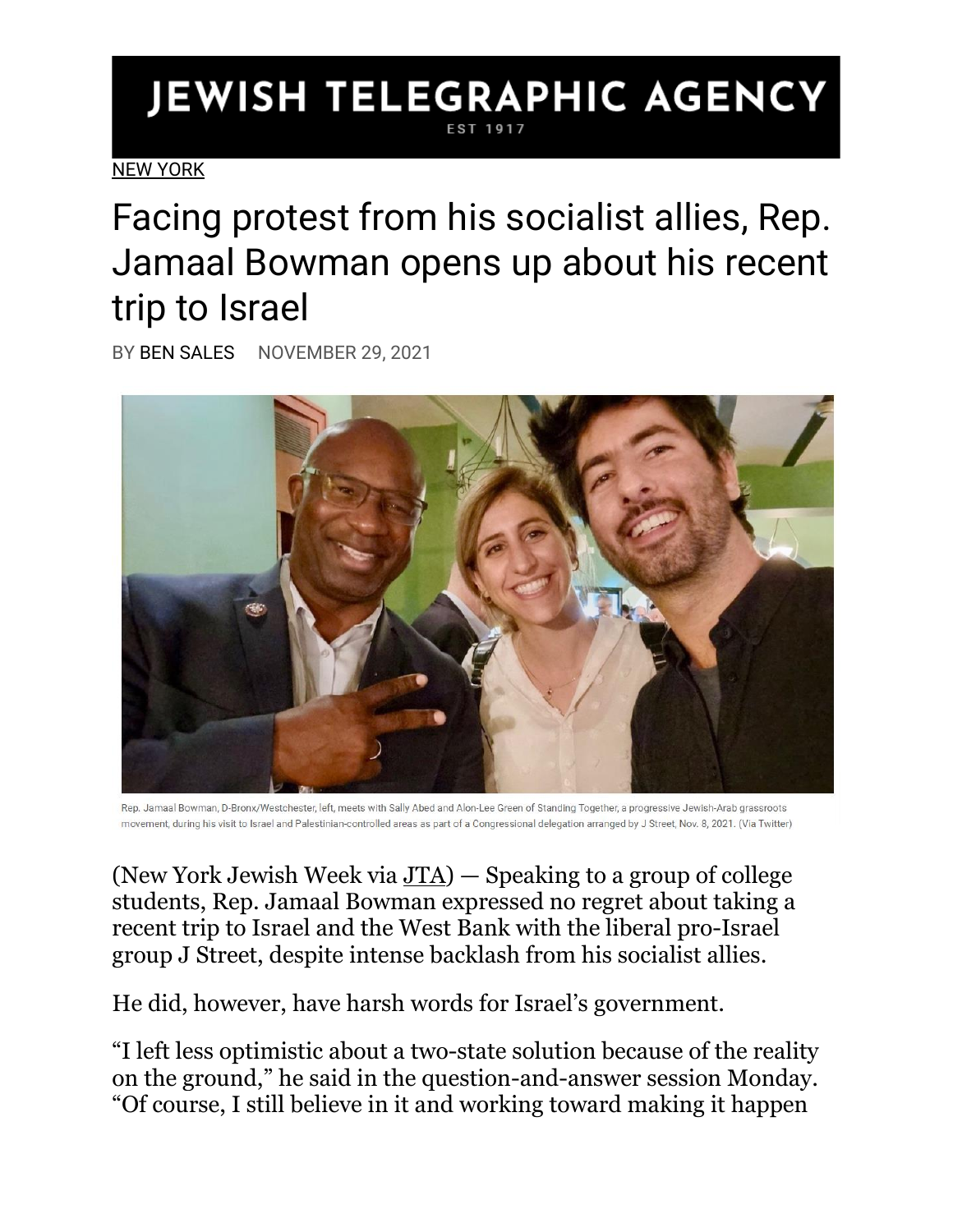# JEWISH TELEGRAPHIC AGENCY

EST 1917

NEW YORK

## Facing protest from his socialist allies, Rep. Jamaal Bowman opens up about his recent trip to Israel

BY BEN SALES NOVEMBER 29, 2021

Rep. Jamaal Bowman, D-Bronx/Westchester, left, meets with Sally Abed and Alon-Lee Green of Standing Together, a progressive Jewish-Arab grassroots movement, during his visit to Israel and Palestinian-controlled areas as part of a Congressional delegation arranged by J Street, Nov. 8, 2021. (Via Twitter)

(New York Jewish Week via JTA) — Speaking to a group of college students, Rep. Jamaal Bowman expressed no regret about taking a recent trip to Israel and the West Bank with the liberal pro-Israel group J Street, despite intense backlash from his socialist allies.

He did, however, have harsh words for Israel's government.

"I left less optimistic about a two-state solution because of the reality on the ground," he said in the question-and-answer session Monday. "Of course, I still believe in it and working toward making it happen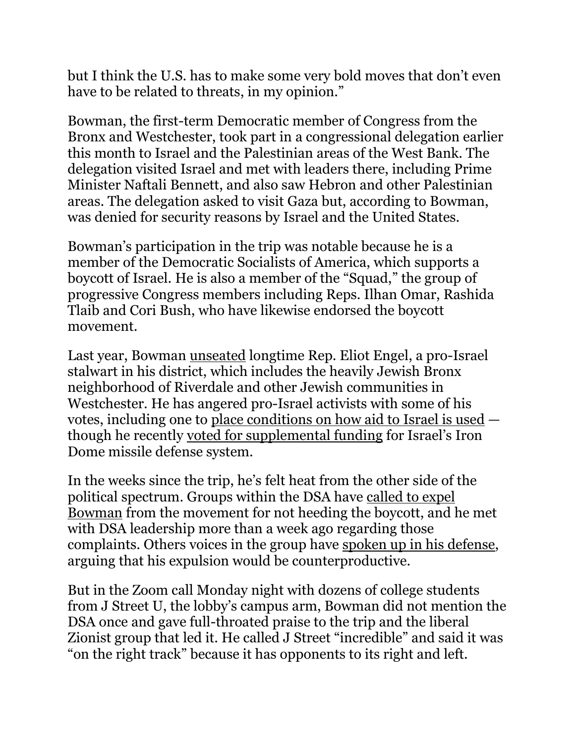but I think the U.S. has to make some very bold moves that don't even have to be related to threats, in my opinion."

Bowman, the first-term Democratic member of Congress from the Bronx and Westchester, took part in a congressional delegation earlier this month to Israel and the Palestinian areas of the West Bank. The delegation visited Israel and met with leaders there, including Prime Minister Naftali Bennett, and also saw Hebron and other Palestinian areas. The delegation asked to visit Gaza but, according to Bowman, was denied for security reasons by Israel and the United States.

Bowman's participation in the trip was notable because he is a member of the Democratic Socialists of America, which supports a boycott of Israel. He is also a member of the "Squad," the group of progressive Congress members including Reps. Ilhan Omar, Rashida Tlaib and Cori Bush, who have likewise endorsed the boycott movement.

Last year, Bowman unseated longtime Rep. Eliot Engel, a pro-Israel stalwart in his district, which includes the heavily Jewish Bronx neighborhood of Riverdale and other Jewish communities in Westchester. He has angered pro-Israel activists with some of his votes, including one to place conditions on how aid to Israel is used — though he recently voted for supplemental funding for Israel's Iron Dome missile defense system.

In the weeks since the trip, he's felt heat from the other side of the political spectrum. Groups within the DSA have called to expel Bowman from the movement for not heeding the boycott, and he met with DSA leadership more than a week ago regarding those complaints. Others voices in the group have spoken up in his defense, arguing that his expulsion would be counterproductive.

But in the Zoom call Monday night with dozens of college students from J Street U, the lobby's campus arm, Bowman did not mention the DSA once and gave full-throated praise to the trip and the liberal Zionist group that led it. He called J Street "incredible" and said it was "on the right track" because it has opponents to its right and left.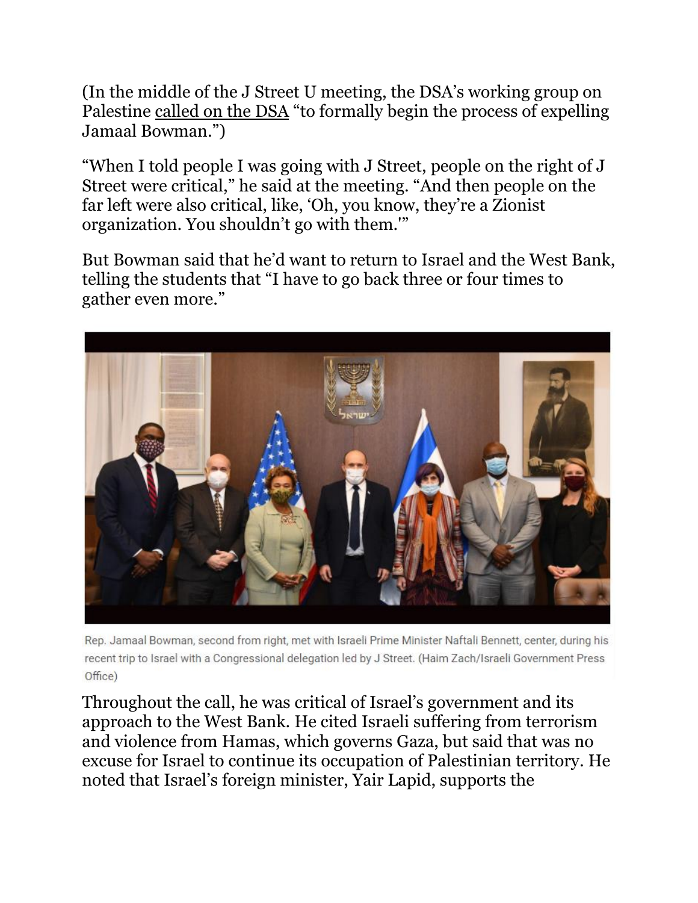(In the middle of the J Street U meeting, the DSA's working group on Palestine called on the DSA "to formally begin the process of expelling Jamaal Bowman.")

"When I told people I was going with J Street, people on the right of J Street were critical," he said at the meeting. "And then people on the far left were also critical, like, 'Oh, you know, they're a Zionist organization. You shouldn't go with them.'"

But Bowman said that he'd want to return to Israel and the West Bank, telling the students that "I have to go back three or four times to gather even more."

Rep. Jamaal Bowman, second from right, met with Israeli Prime Minister Naftali Bennett, center, during his recent trip to Israel with a Congressional delegation led by J Street. (Haim Zach/Israeli Government Press Office)

Throughout the call, he was critical of Israel's government and its approach to the West Bank. He cited Israeli suffering from terrorism and violence from Hamas, which governs Gaza, but said that was no excuse for Israel to continue its occupation of Palestinian territory. He noted that Israel's foreign minister, Yair Lapid, supports the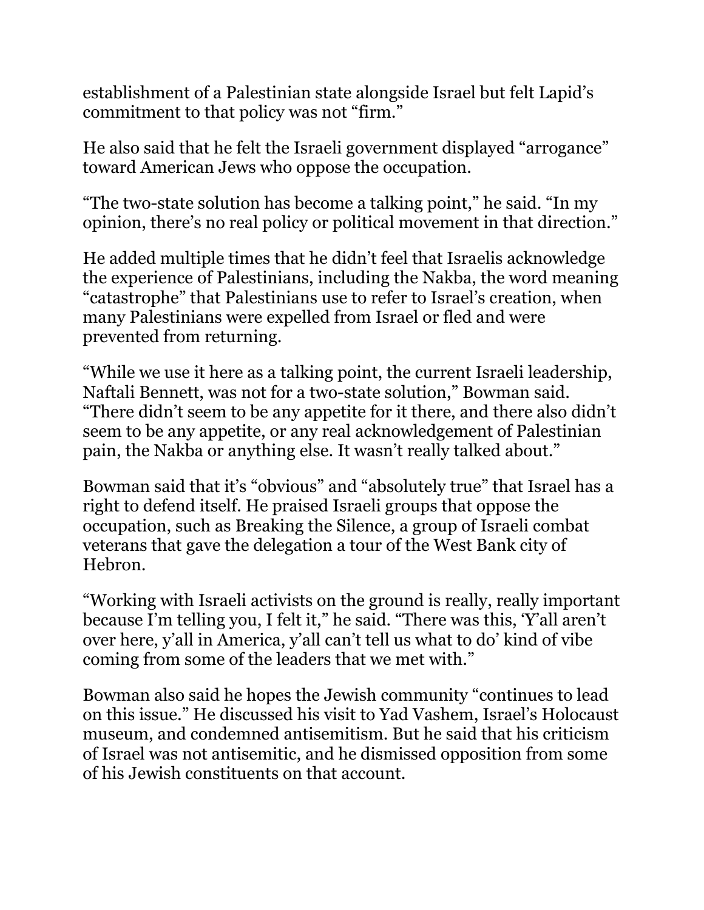establishment of a Palestinian state alongside Israel but felt Lapid's commitment to that policy was not "firm."

He also said that he felt the Israeli government displayed "arrogance" toward American Jews who oppose the occupation.

"The two-state solution has become a talking point," he said. "In my opinion, there's no real policy or political movement in that direction."

He added multiple times that he didn't feel that Israelis acknowledge the experience of Palestinians, including the Nakba, the word meaning "catastrophe" that Palestinians use to refer to Israel's creation, when many Palestinians were expelled from Israel or fled and were prevented from returning.

"While we use it here as a talking point, the current Israeli leadership, Naftali Bennett, was not for a two-state solution," Bowman said. "There didn't seem to be any appetite for it there, and there also didn't seem to be any appetite, or any real acknowledgement of Palestinian pain, the Nakba or anything else. It wasn't really talked about."

Bowman said that it's "obvious" and "absolutely true" that Israel has a right to defend itself. He praised Israeli groups that oppose the occupation, such as Breaking the Silence, a group of Israeli combat veterans that gave the delegation a tour of the West Bank city of Hebron.

"Working with Israeli activists on the ground is really, really important because I'm telling you, I felt it," he said. "There was this, 'Y'all aren't over here, y'all in America, y'all can't tell us what to do' kind of vibe coming from some of the leaders that we met with."

Bowman also said he hopes the Jewish community "continues to lead on this issue." He discussed his visit to Yad Vashem, Israel's Holocaust museum, and condemned antisemitism. But he said that his criticism of Israel was not antisemitic, and he dismissed opposition from some of his Jewish constituents on that account.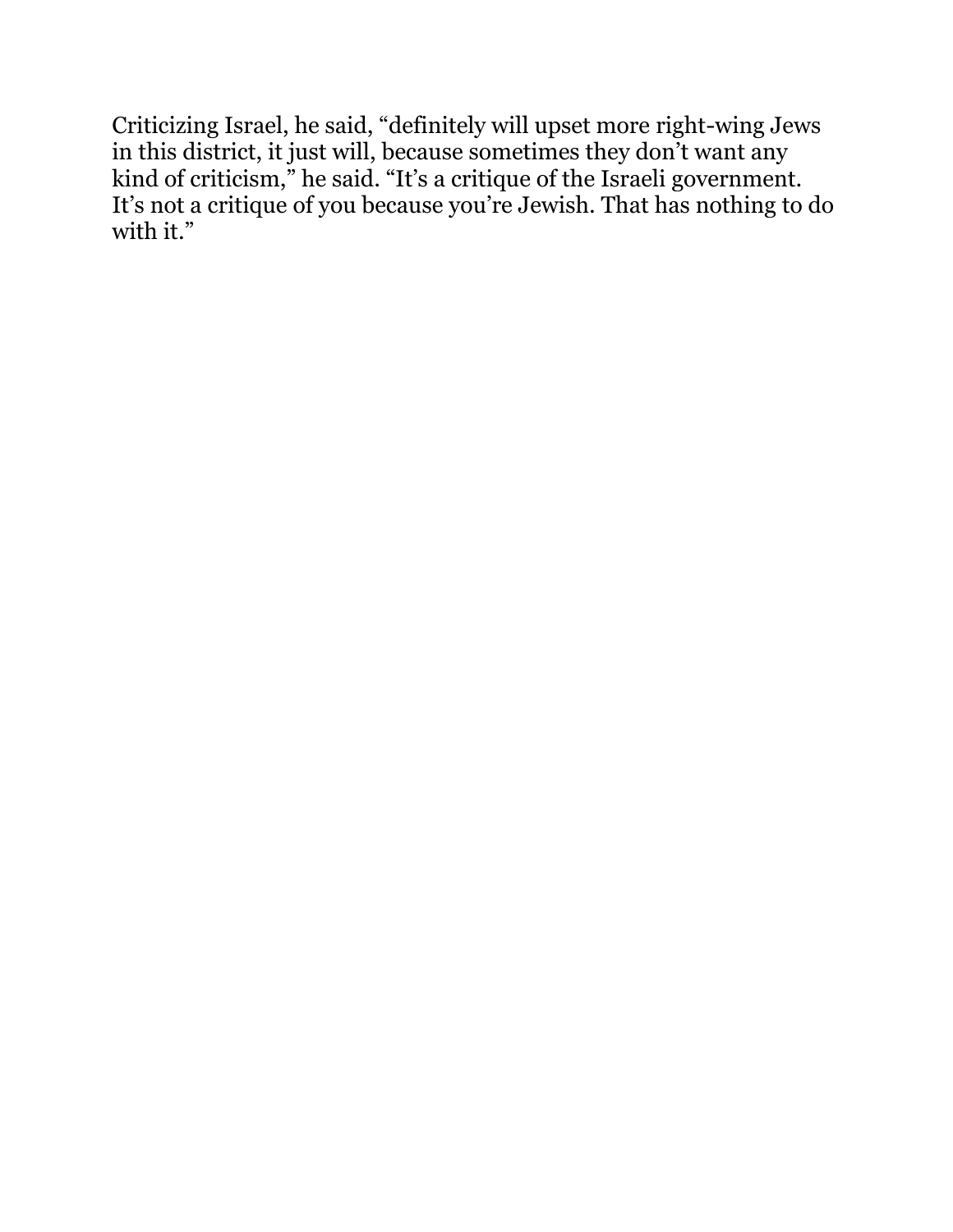Criticizing Israel, he said, "definitely will upset more right-wing Jews in this district, it just will, because sometimes they don't want any kind of criticism," he said. "It's a critique of the Israeli government. It's not a critique of you because you're Jewish. That has nothing to do with it."